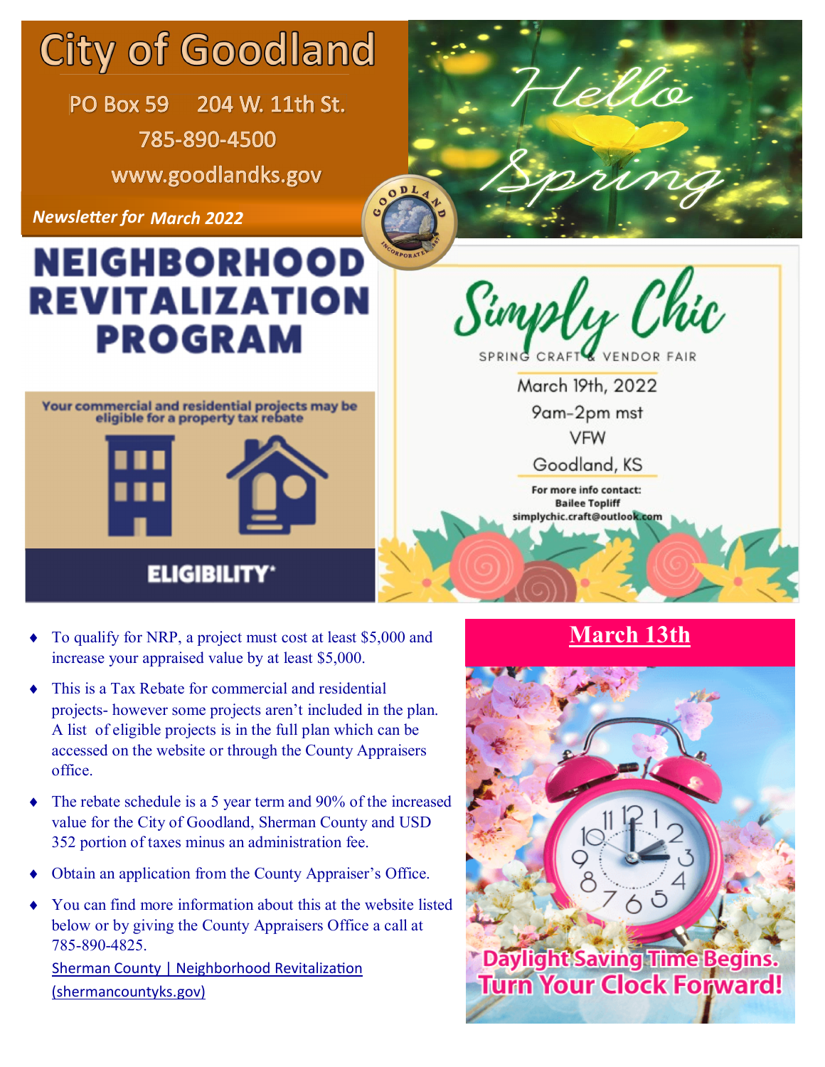# City of Goodland

PO Box 59 204 W. 11th St.

785-890-4500

www.goodlandks.gov

*Newsletter for March 2022*

Hello Spring

# NEIGHBORHOOD REVITALIZATION PROGRAM

Your commercial and residential projects may be eligible for a property tax rebate

**ELIGIBILITY***

- To qualify for NRP, a project must cost at least $5,000 and increase your appraised value by at least $5,000.
- This is a Tax Rebate for commercial and residential projects- however some projects aren't included in the plan. A list of eligible projects is in the full plan which can be accessed on the website or through the County Appraisers office.
- The rebate schedule is a 5 year term and 90% of the increased value for the City of Goodland, Sherman County and USD 352 portion of taxes minus an administration fee.
- Obtain an application from the County Appraiser's Office.
- You can find more information about this at the website listed below or by giving the County Appraisers Office a call at 785-890-4825.

  [Sherman County | Neighborhood Revitalization (shermancountyks.gov)](shermancountyks.gov)

## Simply Chic

SPRING CRAFT & VENDOR FAIR

March 19th, 2022

9am-2pm mst

VFW

Goodland, KS

**For more info contact:**
**Bailee Topliff**
**simplychic.craft@outlook.com**

## March 13th

**Daylight Saving Time Begins. Turn Your Clock Forward!**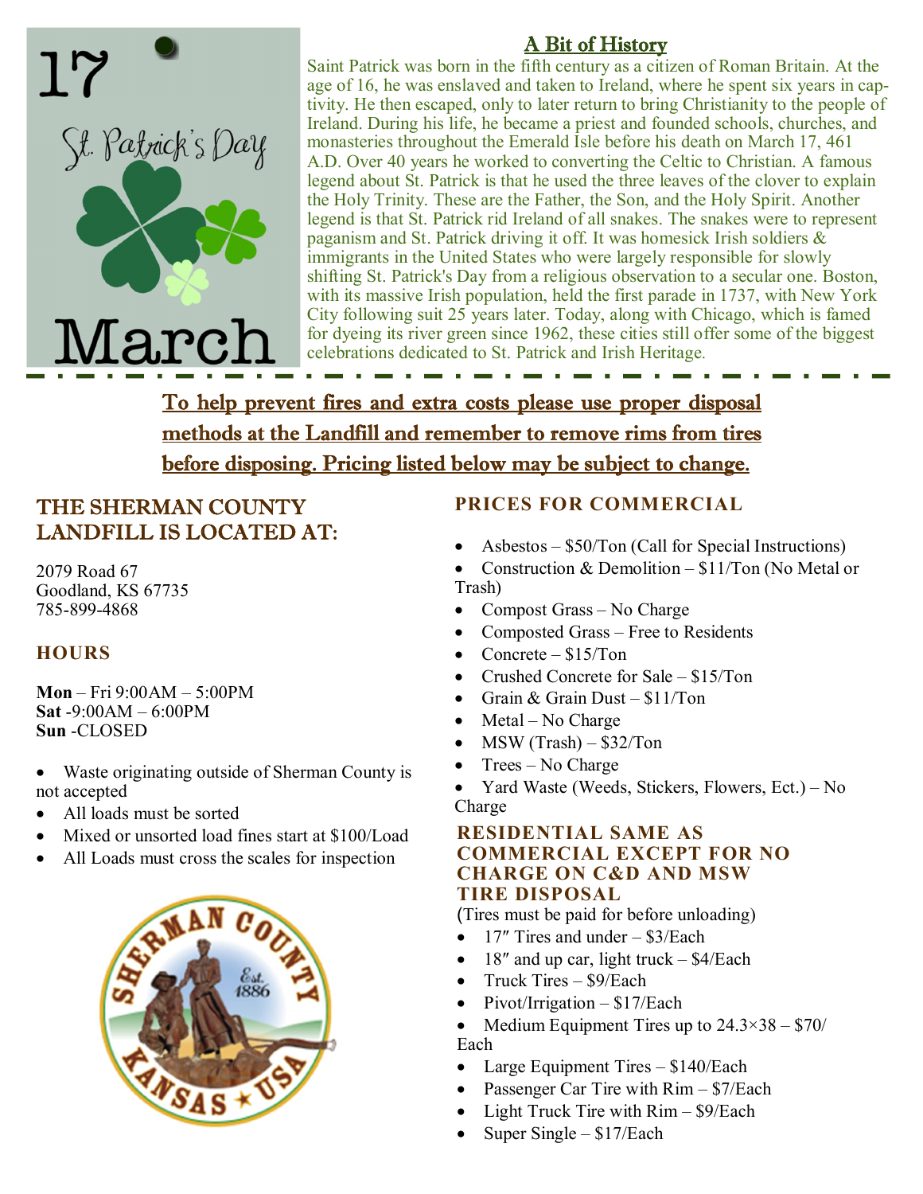17

St. Patrick's Day

March

## A Bit of History

Saint Patrick was born in the fifth century as a citizen of Roman Britain. At the age of 16, he was enslaved and taken to Ireland, where he spent six years in captivity. He then escaped, only to later return to bring Christianity to the people of Ireland. During his life, he became a priest and founded schools, churches, and monasteries throughout the Emerald Isle before his death on March 17, 461 A.D. Over 40 years he worked to converting the Celtic to Christian. A famous legend about St. Patrick is that he used the three leaves of the clover to explain the Holy Trinity. These are the Father, the Son, and the Holy Spirit. Another legend is that St. Patrick rid Ireland of all snakes. The snakes were to represent paganism and St. Patrick driving it off. It was homesick Irish soldiers & immigrants in the United States who were largely responsible for slowly shifting St. Patrick's Day from a religious observation to a secular one. Boston, with its massive Irish population, held the first parade in 1737, with New York City following suit 25 years later. Today, along with Chicago, which is famed for dyeing its river green since 1962, these cities still offer some of the biggest celebrations dedicated to St. Patrick and Irish Heritage.

---

**To help prevent fires and extra costs please use proper disposal methods at the Landfill and remember to remove rims from tires before disposing. Pricing listed below may be subject to change.**

## THE SHERMAN COUNTY LANDFILL IS LOCATED AT:

2079 Road 67
Goodland, KS 67735
785-899-4868

### HOURS

**Mon** – Fri 9:00AM – 5:00PM
**Sat** -9:00AM – 6:00PM
**Sun** -CLOSED

- Waste originating outside of Sherman County is not accepted
- All loads must be sorted
- Mixed or unsorted load fines start at $100/Load
- All Loads must cross the scales for inspection

SHERMAN COUNTY Est. 1886 KANSAS ★ USA

### PRICES FOR COMMERCIAL

- Asbestos – $50/Ton (Call for Special Instructions)
- Construction & Demolition – $11/Ton (No Metal or Trash)
- Compost Grass – No Charge
- Composted Grass – Free to Residents
- Concrete – $15/Ton
- Crushed Concrete for Sale – $15/Ton
- Grain & Grain Dust – $11/Ton
- Metal – No Charge
- MSW (Trash) – $32/Ton
- Trees – No Charge
- Yard Waste (Weeds, Stickers, Flowers, Ect.) – No Charge

### RESIDENTIAL SAME AS COMMERCIAL EXCEPT FOR NO CHARGE ON C&D AND MSW

### TIRE DISPOSAL

(Tires must be paid for before unloading)

- 17″ Tires and under – $3/Each
- 18″ and up car, light truck – $4/Each
- Truck Tires – $9/Each
- Pivot/Irrigation – $17/Each
- Medium Equipment Tires up to 24.3×38 – $70/Each
- Large Equipment Tires – $140/Each
- Passenger Car Tire with Rim – $7/Each
- Light Truck Tire with Rim – $9/Each
- Super Single – $17/Each